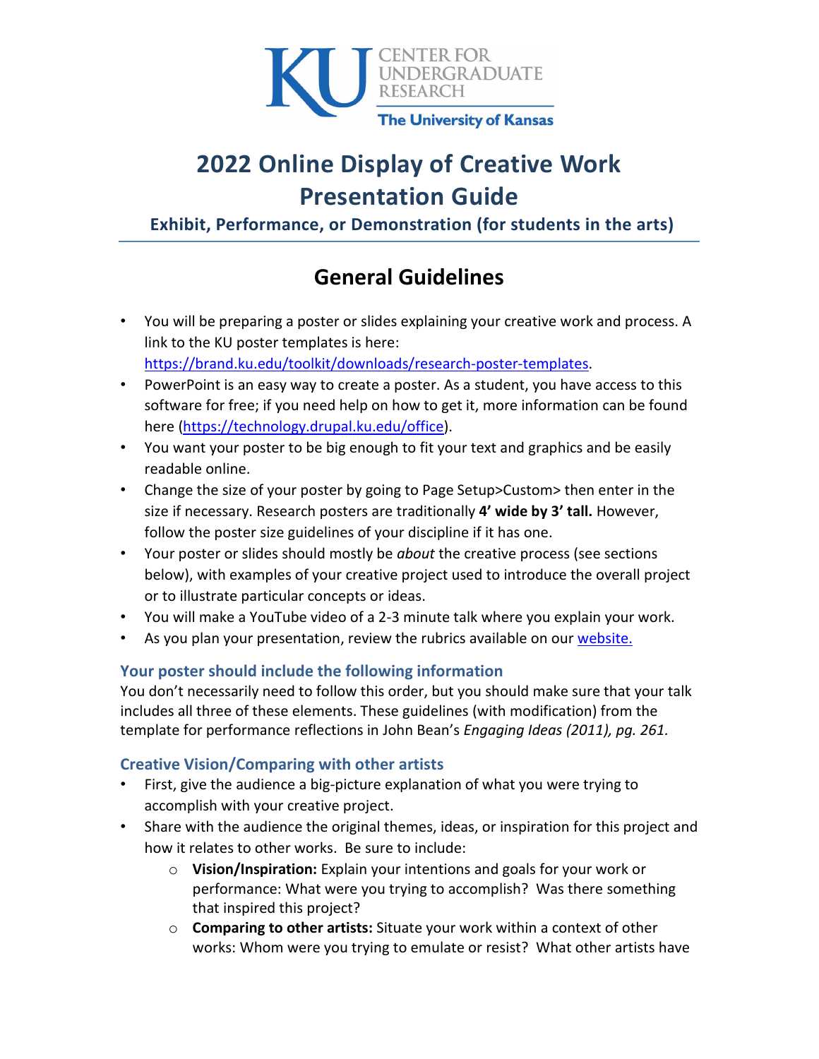KU CENTER FOR UNDERGRADUATE RESEARCH
The University of Kansas

# 2022 Online Display of Creative Work Presentation Guide

### Exhibit, Performance, or Demonstration (for students in the arts)

## General Guidelines

- You will be preparing a poster or slides explaining your creative work and process. A link to the KU poster templates is here: https://brand.ku.edu/toolkit/downloads/research-poster-templates.
- PowerPoint is an easy way to create a poster. As a student, you have access to this software for free; if you need help on how to get it, more information can be found here (https://technology.drupal.ku.edu/office).
- You want your poster to be big enough to fit your text and graphics and be easily readable online.
- Change the size of your poster by going to Page Setup>Custom> then enter in the size if necessary. Research posters are traditionally **4' wide by 3' tall.** However, follow the poster size guidelines of your discipline if it has one.
- Your poster or slides should mostly be *about* the creative process (see sections below), with examples of your creative project used to introduce the overall project or to illustrate particular concepts or ideas.
- You will make a YouTube video of a 2-3 minute talk where you explain your work.
- As you plan your presentation, review the rubrics available on our website.

### Your poster should include the following information

You don't necessarily need to follow this order, but you should make sure that your talk includes all three of these elements. These guidelines (with modification) from the template for performance reflections in John Bean's *Engaging Ideas (2011), pg. 261.*

### Creative Vision/Comparing with other artists

- First, give the audience a big-picture explanation of what you were trying to accomplish with your creative project.
- Share with the audience the original themes, ideas, or inspiration for this project and how it relates to other works. Be sure to include:
  - **Vision/Inspiration:** Explain your intentions and goals for your work or performance: What were you trying to accomplish? Was there something that inspired this project?
  - **Comparing to other artists:** Situate your work within a context of other works: Whom were you trying to emulate or resist? What other artists have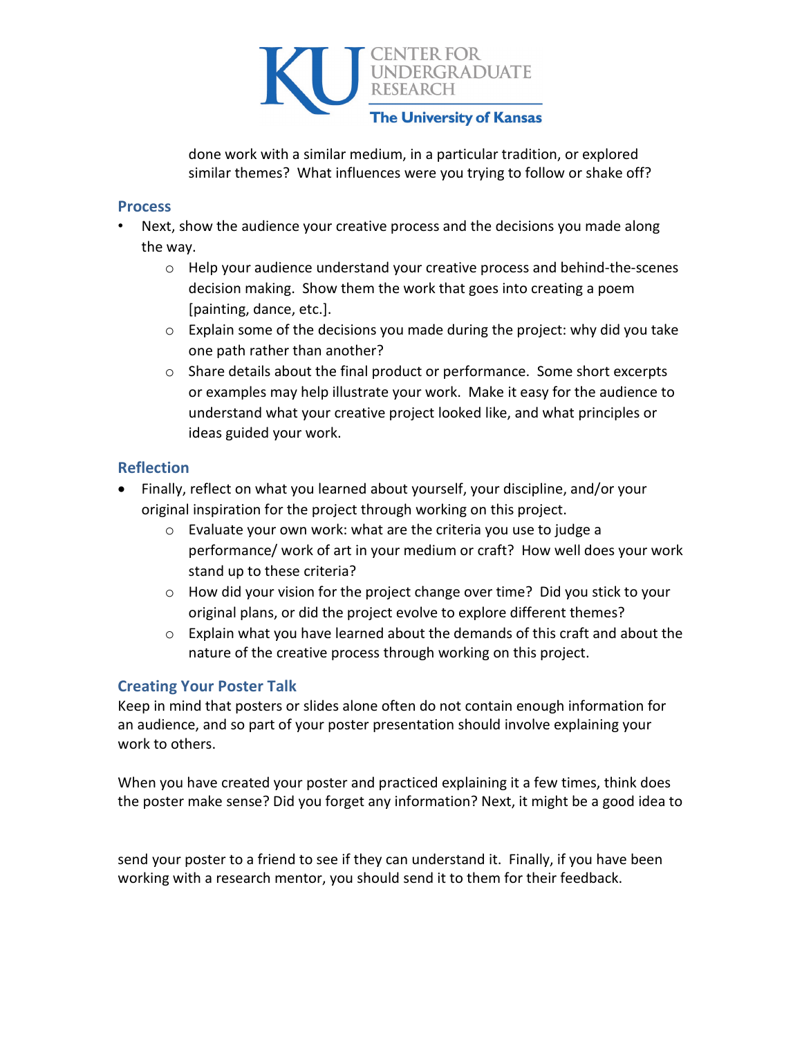done work with a similar medium, in a particular tradition, or explored similar themes? What influences were you trying to follow or shake off?

### Process

- Next, show the audience your creative process and the decisions you made along the way.
  - Help your audience understand your creative process and behind-the-scenes decision making. Show them the work that goes into creating a poem [painting, dance, etc.].
  - Explain some of the decisions you made during the project: why did you take one path rather than another?
  - Share details about the final product or performance. Some short excerpts or examples may help illustrate your work. Make it easy for the audience to understand what your creative project looked like, and what principles or ideas guided your work.

### Reflection

- Finally, reflect on what you learned about yourself, your discipline, and/or your original inspiration for the project through working on this project.
  - Evaluate your own work: what are the criteria you use to judge a performance/ work of art in your medium or craft? How well does your work stand up to these criteria?
  - How did your vision for the project change over time? Did you stick to your original plans, or did the project evolve to explore different themes?
  - Explain what you have learned about the demands of this craft and about the nature of the creative process through working on this project.

### Creating Your Poster Talk

Keep in mind that posters or slides alone often do not contain enough information for an audience, and so part of your poster presentation should involve explaining your work to others.

When you have created your poster and practiced explaining it a few times, think does the poster make sense? Did you forget any information? Next, it might be a good idea to send your poster to a friend to see if they can understand it. Finally, if you have been working with a research mentor, you should send it to them for their feedback.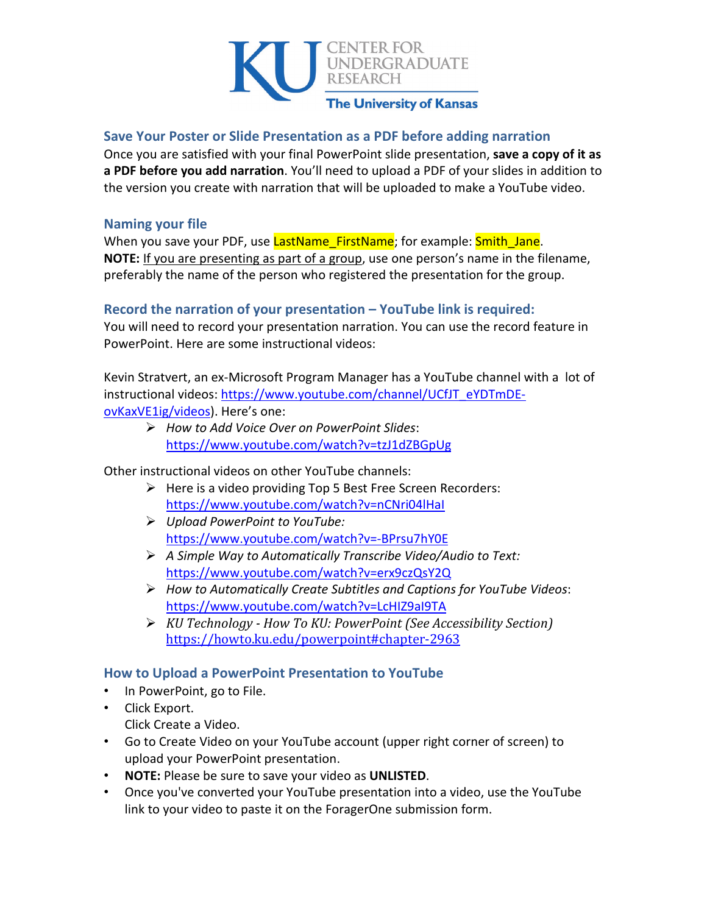# KU CENTER FOR UNDERGRADUATE RESEARCH
**The University of Kansas**

## Save Your Poster or Slide Presentation as a PDF before adding narration

Once you are satisfied with your final PowerPoint slide presentation, **save a copy of it as a PDF before you add narration**. You'll need to upload a PDF of your slides in addition to the version you create with narration that will be uploaded to make a YouTube video.

## Naming your file

When you save your PDF, use LastName_FirstName; for example: Smith_Jane.
**NOTE:** If you are presenting as part of a group, use one person's name in the filename, preferably the name of the person who registered the presentation for the group.

## Record the narration of your presentation – YouTube link is required:

You will need to record your presentation narration. You can use the record feature in PowerPoint. Here are some instructional videos:

Kevin Stratvert, an ex-Microsoft Program Manager has a YouTube channel with a lot of instructional videos: https://www.youtube.com/channel/UCfJT_eYDTmDE-ovKaxVE1ig/videos). Here's one:

- *How to Add Voice Over on PowerPoint Slides*: https://www.youtube.com/watch?v=tzJ1dZBGpUg

Other instructional videos on other YouTube channels:

- Here is a video providing Top 5 Best Free Screen Recorders: https://www.youtube.com/watch?v=nCNri04lHaI
- *Upload PowerPoint to YouTube:* https://www.youtube.com/watch?v=-BPrsu7hY0E
- *A Simple Way to Automatically Transcribe Video/Audio to Text:* https://www.youtube.com/watch?v=erx9czQsY2Q
- *How to Automatically Create Subtitles and Captions for YouTube Videos*: https://www.youtube.com/watch?v=LcHIZ9aI9TA
- *KU Technology - How To KU: PowerPoint (See Accessibility Section)* https://howto.ku.edu/powerpoint#chapter-2963

## How to Upload a PowerPoint Presentation to YouTube

- In PowerPoint, go to File.
- Click Export.
  Click Create a Video.
- Go to Create Video on your YouTube account (upper right corner of screen) to upload your PowerPoint presentation.
- **NOTE:** Please be sure to save your video as **UNLISTED**.
- Once you've converted your YouTube presentation into a video, use the YouTube link to your video to paste it on the ForagerOne submission form.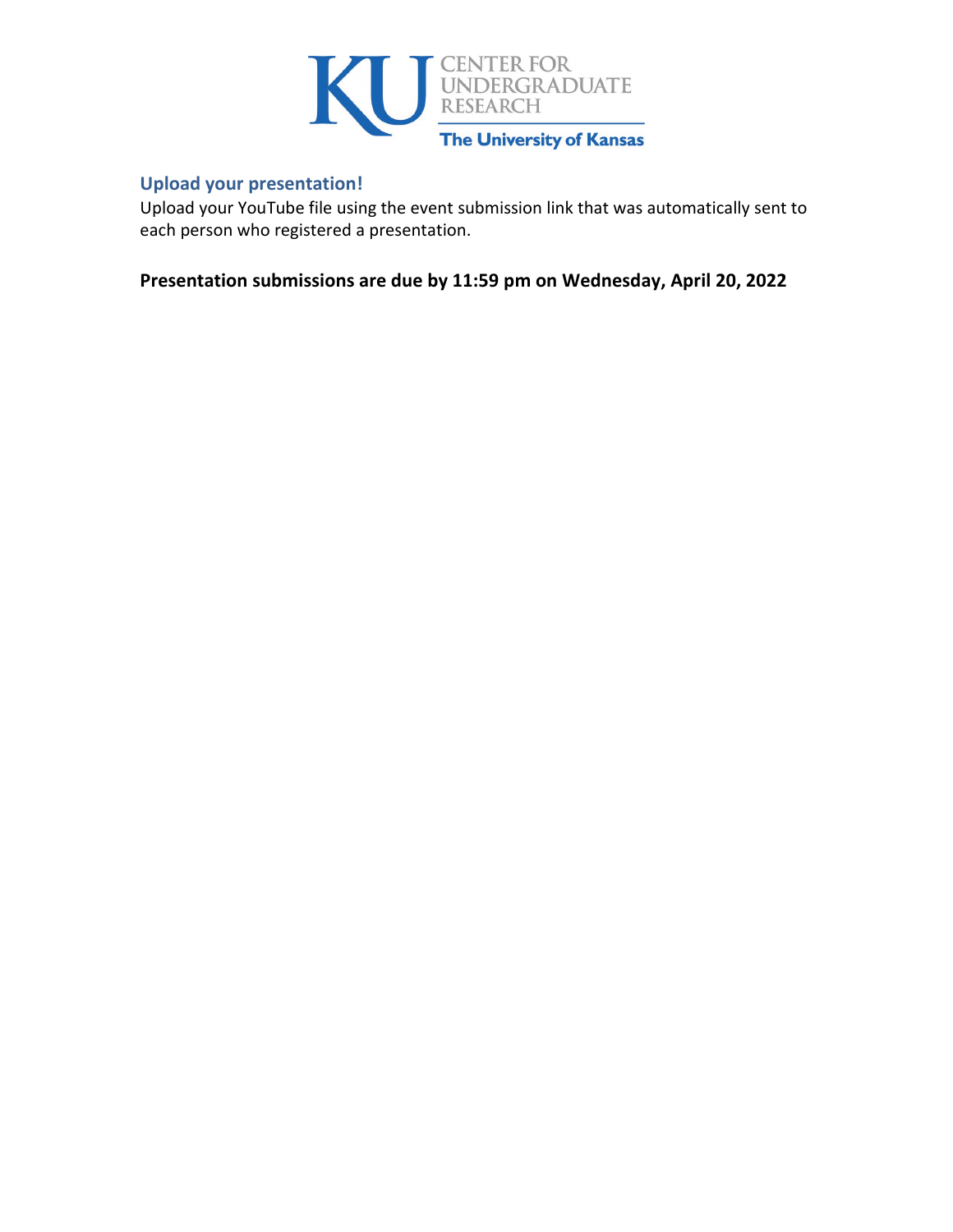KU CENTER FOR UNDERGRADUATE RESEARCH

The University of Kansas

## Upload your presentation!

Upload your YouTube file using the event submission link that was automatically sent to each person who registered a presentation.

**Presentation submissions are due by 11:59 pm on Wednesday, April 20, 2022**